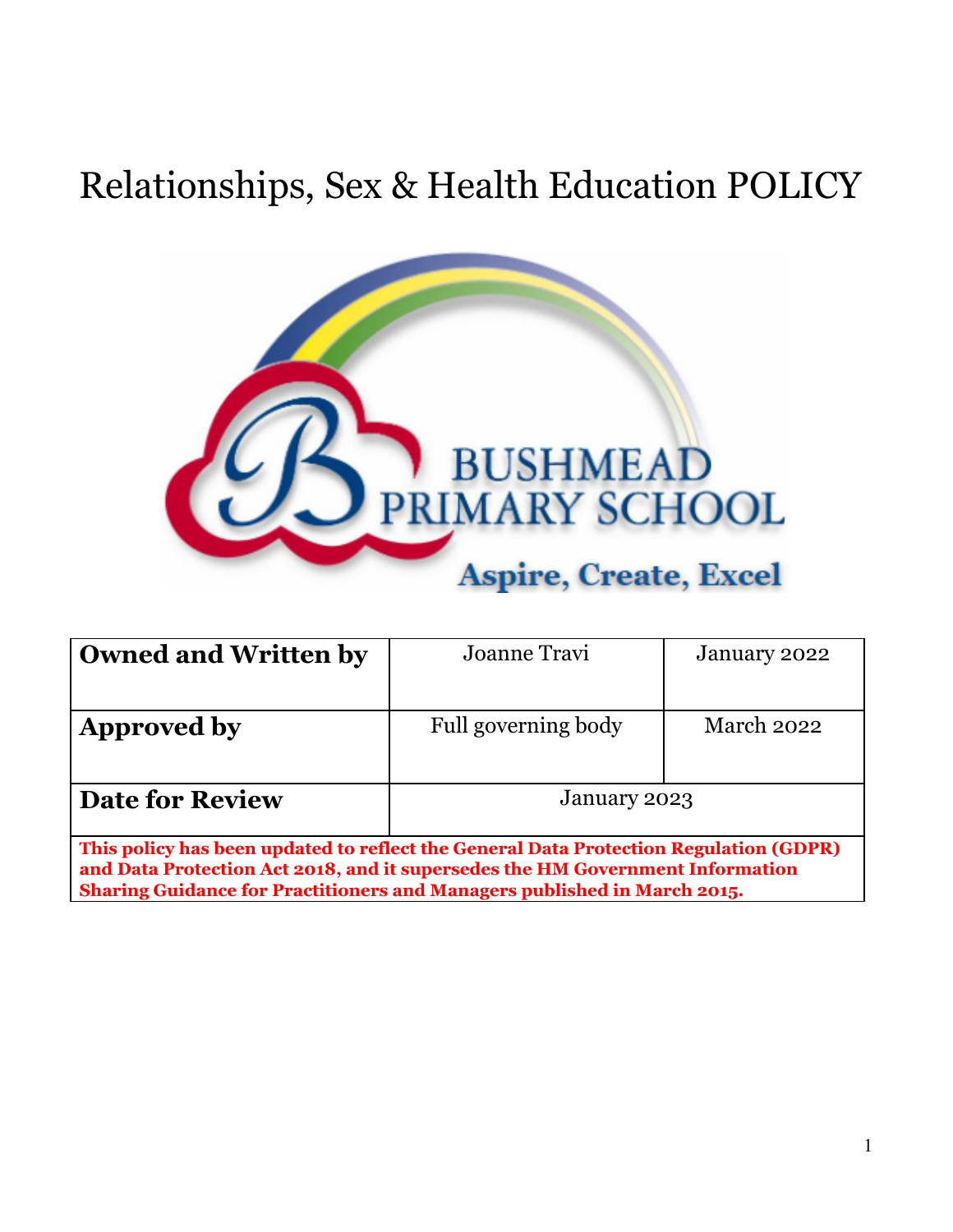# Relationships, Sex & Health Education POLICY

BUSHMEAD PRIMARY SCHOOL

Aspire, Create, Excel

| **Owned and Written by** | Joanne Travi | January 2022 |
|---|---|---|
| **Approved by** | Full governing body | March 2022 |
| **Date for Review** | January 2023 | |
| **This policy has been updated to reflect the General Data Protection Regulation (GDPR) and Data Protection Act 2018, and it supersedes the HM Government Information Sharing Guidance for Practitioners and Managers published in March 2015.** | | |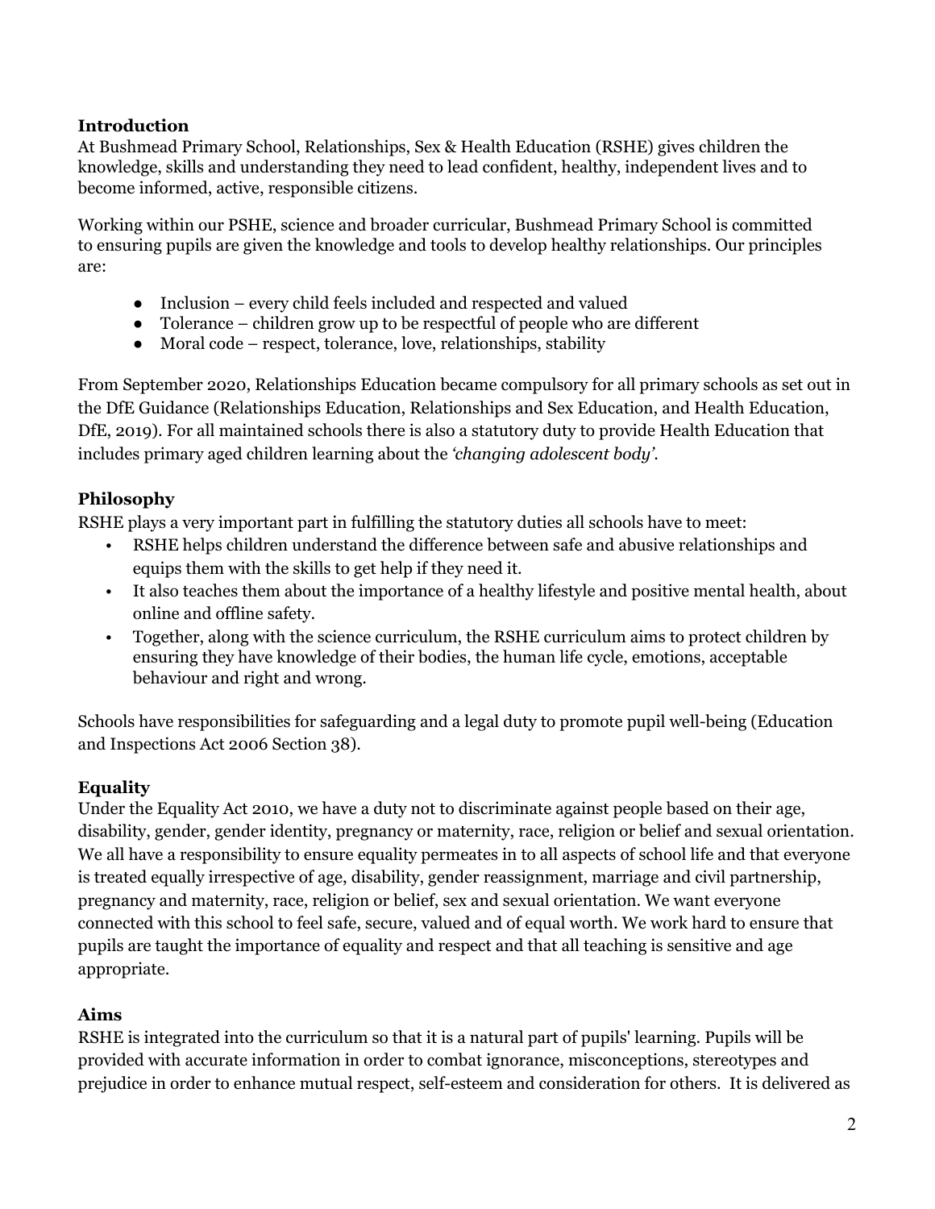**Introduction**

At Bushmead Primary School, Relationships, Sex & Health Education (RSHE) gives children the knowledge, skills and understanding they need to lead confident, healthy, independent lives and to become informed, active, responsible citizens.

Working within our PSHE, science and broader curricular, Bushmead Primary School is committed to ensuring pupils are given the knowledge and tools to develop healthy relationships. Our principles are:

- Inclusion – every child feels included and respected and valued
- Tolerance – children grow up to be respectful of people who are different
- Moral code – respect, tolerance, love, relationships, stability

From September 2020, Relationships Education became compulsory for all primary schools as set out in the DfE Guidance (Relationships Education, Relationships and Sex Education, and Health Education, DfE, 2019). For all maintained schools there is also a statutory duty to provide Health Education that includes primary aged children learning about the *'changing adolescent body'*.

**Philosophy**

RSHE plays a very important part in fulfilling the statutory duties all schools have to meet:

- RSHE helps children understand the difference between safe and abusive relationships and equips them with the skills to get help if they need it.
- It also teaches them about the importance of a healthy lifestyle and positive mental health, about online and offline safety.
- Together, along with the science curriculum, the RSHE curriculum aims to protect children by ensuring they have knowledge of their bodies, the human life cycle, emotions, acceptable behaviour and right and wrong.

Schools have responsibilities for safeguarding and a legal duty to promote pupil well-being (Education and Inspections Act 2006 Section 38).

**Equality**

Under the Equality Act 2010, we have a duty not to discriminate against people based on their age, disability, gender, gender identity, pregnancy or maternity, race, religion or belief and sexual orientation. We all have a responsibility to ensure equality permeates in to all aspects of school life and that everyone is treated equally irrespective of age, disability, gender reassignment, marriage and civil partnership, pregnancy and maternity, race, religion or belief, sex and sexual orientation. We want everyone connected with this school to feel safe, secure, valued and of equal worth. We work hard to ensure that pupils are taught the importance of equality and respect and that all teaching is sensitive and age appropriate.

**Aims**

RSHE is integrated into the curriculum so that it is a natural part of pupils' learning. Pupils will be provided with accurate information in order to combat ignorance, misconceptions, stereotypes and prejudice in order to enhance mutual respect, self-esteem and consideration for others. It is delivered as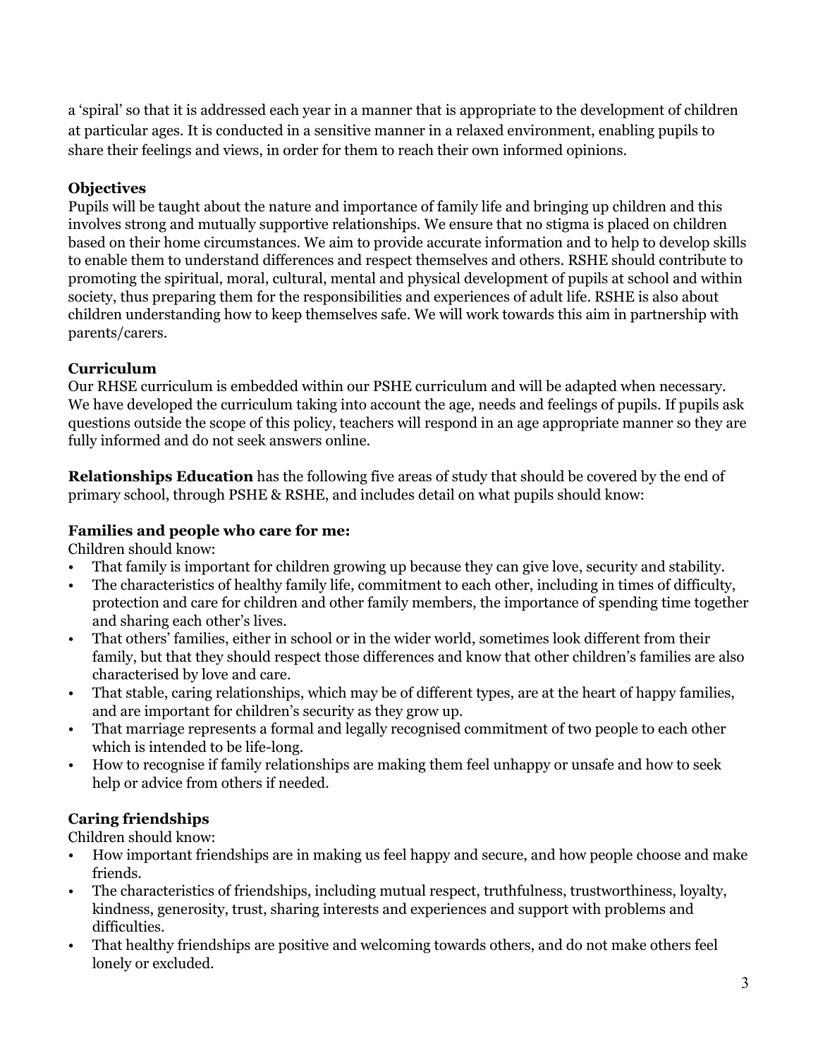a 'spiral' so that it is addressed each year in a manner that is appropriate to the development of children at particular ages. It is conducted in a sensitive manner in a relaxed environment, enabling pupils to share their feelings and views, in order for them to reach their own informed opinions.

### Objectives

Pupils will be taught about the nature and importance of family life and bringing up children and this involves strong and mutually supportive relationships. We ensure that no stigma is placed on children based on their home circumstances. We aim to provide accurate information and to help to develop skills to enable them to understand differences and respect themselves and others. RSHE should contribute to promoting the spiritual, moral, cultural, mental and physical development of pupils at school and within society, thus preparing them for the responsibilities and experiences of adult life. RSHE is also about children understanding how to keep themselves safe. We will work towards this aim in partnership with parents/carers.

### Curriculum

Our RHSE curriculum is embedded within our PSHE curriculum and will be adapted when necessary. We have developed the curriculum taking into account the age, needs and feelings of pupils. If pupils ask questions outside the scope of this policy, teachers will respond in an age appropriate manner so they are fully informed and do not seek answers online.

**Relationships Education** has the following five areas of study that should be covered by the end of primary school, through PSHE & RSHE, and includes detail on what pupils should know:

### Families and people who care for me:

Children should know:

- That family is important for children growing up because they can give love, security and stability.
- The characteristics of healthy family life, commitment to each other, including in times of difficulty, protection and care for children and other family members, the importance of spending time together and sharing each other's lives.
- That others' families, either in school or in the wider world, sometimes look different from their family, but that they should respect those differences and know that other children's families are also characterised by love and care.
- That stable, caring relationships, which may be of different types, are at the heart of happy families, and are important for children's security as they grow up.
- That marriage represents a formal and legally recognised commitment of two people to each other which is intended to be life-long.
- How to recognise if family relationships are making them feel unhappy or unsafe and how to seek help or advice from others if needed.

### Caring friendships

Children should know:

- How important friendships are in making us feel happy and secure, and how people choose and make friends.
- The characteristics of friendships, including mutual respect, truthfulness, trustworthiness, loyalty, kindness, generosity, trust, sharing interests and experiences and support with problems and difficulties.
- That healthy friendships are positive and welcoming towards others, and do not make others feel lonely or excluded.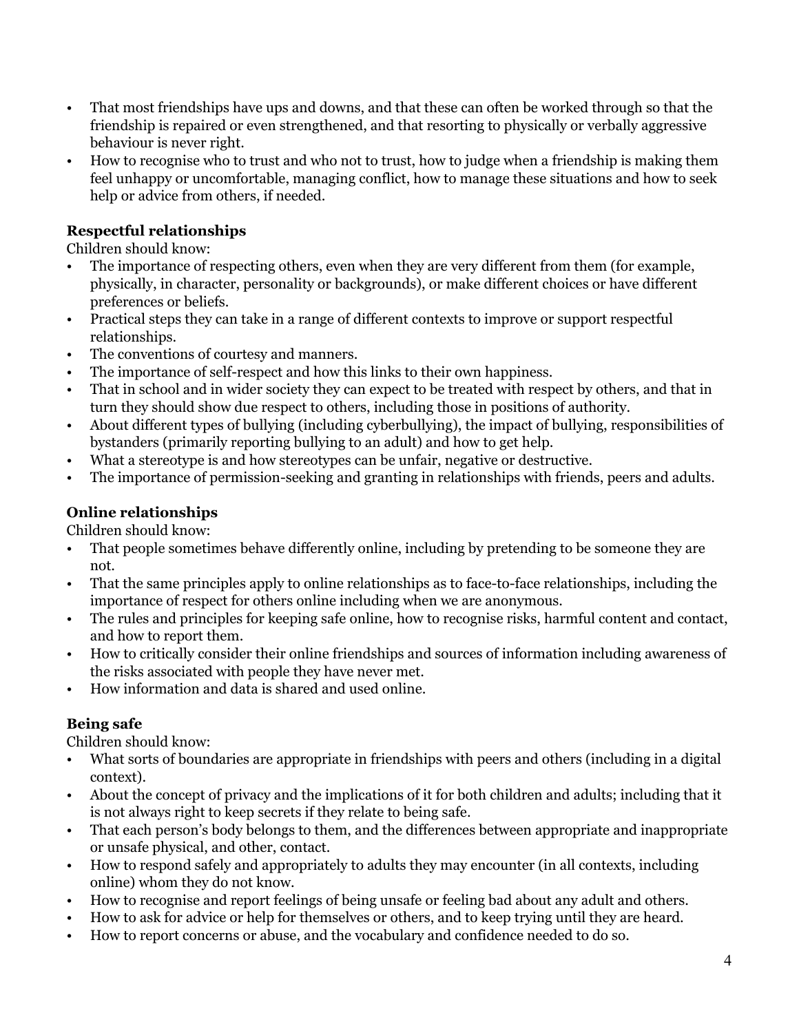- That most friendships have ups and downs, and that these can often be worked through so that the friendship is repaired or even strengthened, and that resorting to physically or verbally aggressive behaviour is never right.
- How to recognise who to trust and who not to trust, how to judge when a friendship is making them feel unhappy or uncomfortable, managing conflict, how to manage these situations and how to seek help or advice from others, if needed.

**Respectful relationships**

Children should know:

- The importance of respecting others, even when they are very different from them (for example, physically, in character, personality or backgrounds), or make different choices or have different preferences or beliefs.
- Practical steps they can take in a range of different contexts to improve or support respectful relationships.
- The conventions of courtesy and manners.
- The importance of self-respect and how this links to their own happiness.
- That in school and in wider society they can expect to be treated with respect by others, and that in turn they should show due respect to others, including those in positions of authority.
- About different types of bullying (including cyberbullying), the impact of bullying, responsibilities of bystanders (primarily reporting bullying to an adult) and how to get help.
- What a stereotype is and how stereotypes can be unfair, negative or destructive.
- The importance of permission-seeking and granting in relationships with friends, peers and adults.

**Online relationships**

Children should know:

- That people sometimes behave differently online, including by pretending to be someone they are not.
- That the same principles apply to online relationships as to face-to-face relationships, including the importance of respect for others online including when we are anonymous.
- The rules and principles for keeping safe online, how to recognise risks, harmful content and contact, and how to report them.
- How to critically consider their online friendships and sources of information including awareness of the risks associated with people they have never met.
- How information and data is shared and used online.

**Being safe**

Children should know:

- What sorts of boundaries are appropriate in friendships with peers and others (including in a digital context).
- About the concept of privacy and the implications of it for both children and adults; including that it is not always right to keep secrets if they relate to being safe.
- That each person's body belongs to them, and the differences between appropriate and inappropriate or unsafe physical, and other, contact.
- How to respond safely and appropriately to adults they may encounter (in all contexts, including online) whom they do not know.
- How to recognise and report feelings of being unsafe or feeling bad about any adult and others.
- How to ask for advice or help for themselves or others, and to keep trying until they are heard.
- How to report concerns or abuse, and the vocabulary and confidence needed to do so.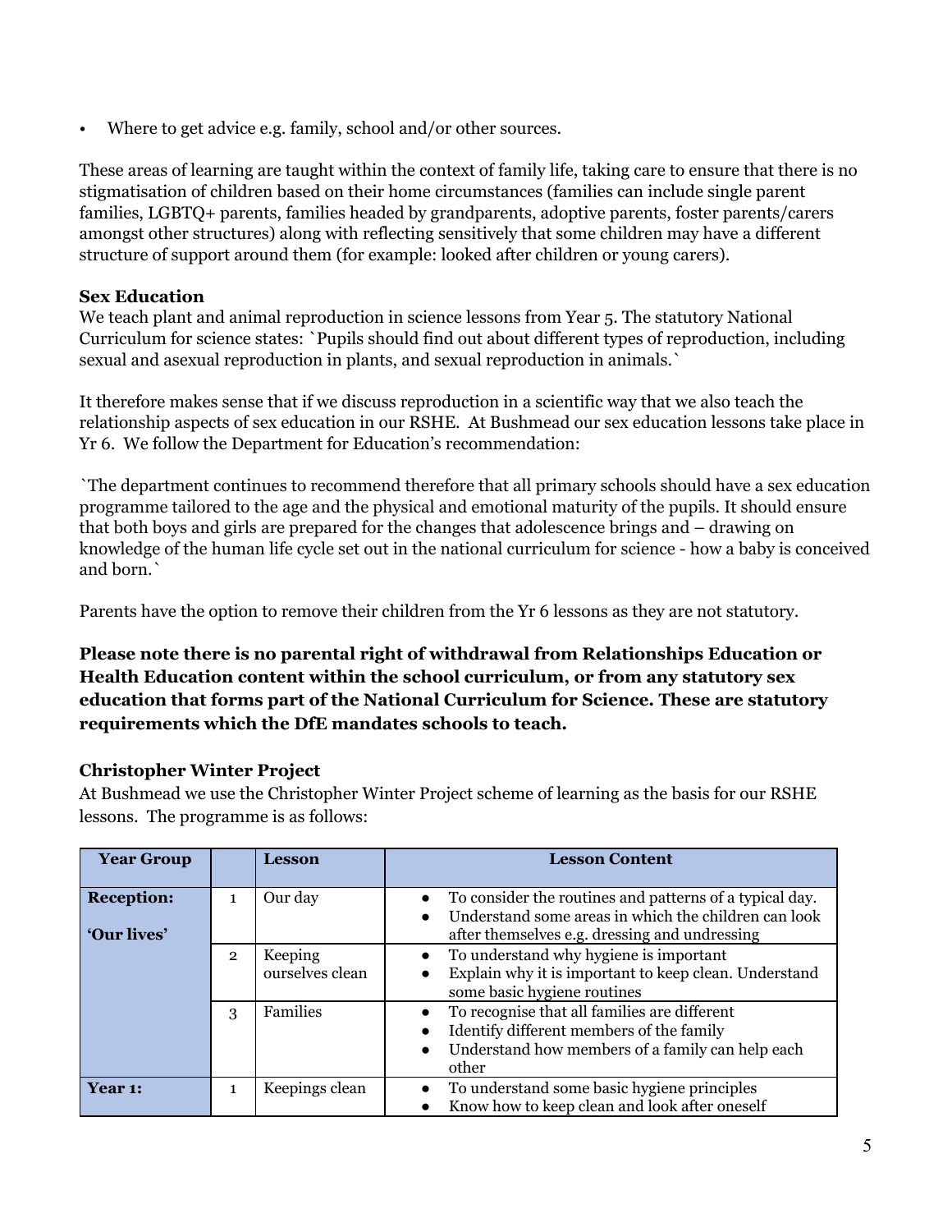- Where to get advice e.g. family, school and/or other sources.

These areas of learning are taught within the context of family life, taking care to ensure that there is no stigmatisation of children based on their home circumstances (families can include single parent families, LGBTQ+ parents, families headed by grandparents, adoptive parents, foster parents/carers amongst other structures) along with reflecting sensitively that some children may have a different structure of support around them (for example: looked after children or young carers).

### Sex Education

We teach plant and animal reproduction in science lessons from Year 5. The statutory National Curriculum for science states: `Pupils should find out about different types of reproduction, including sexual and asexual reproduction in plants, and sexual reproduction in animals.`

It therefore makes sense that if we discuss reproduction in a scientific way that we also teach the relationship aspects of sex education in our RSHE. At Bushmead our sex education lessons take place in Yr 6. We follow the Department for Education's recommendation:

`The department continues to recommend therefore that all primary schools should have a sex education programme tailored to the age and the physical and emotional maturity of the pupils. It should ensure that both boys and girls are prepared for the changes that adolescence brings and – drawing on knowledge of the human life cycle set out in the national curriculum for science - how a baby is conceived and born.`

Parents have the option to remove their children from the Yr 6 lessons as they are not statutory.

**Please note there is no parental right of withdrawal from Relationships Education or Health Education content within the school curriculum, or from any statutory sex education that forms part of the National Curriculum for Science. These are statutory requirements which the DfE mandates schools to teach.**

### Christopher Winter Project

At Bushmead we use the Christopher Winter Project scheme of learning as the basis for our RSHE lessons. The programme is as follows:

| Year Group | | Lesson | Lesson Content |
|---|---|---|---|
| **Reception:** **'Our lives'** | 1 | Our day | • To consider the routines and patterns of a typical day. • Understand some areas in which the children can look after themselves e.g. dressing and undressing |
| | 2 | Keeping ourselves clean | • To understand why hygiene is important • Explain why it is important to keep clean. Understand some basic hygiene routines |
| | 3 | Families | • To recognise that all families are different • Identify different members of the family • Understand how members of a family can help each other |
| **Year 1:** | 1 | Keepings clean | • To understand some basic hygiene principles • Know how to keep clean and look after oneself |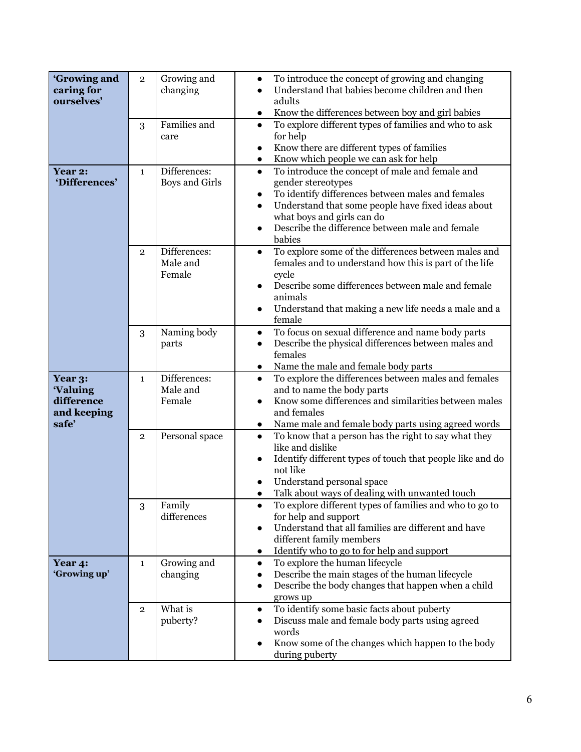| | | | |
|---|---|---|---|
| **'Growing and caring for ourselves'** | 2 | Growing and changing | • To introduce the concept of growing and changing<br>• Understand that babies become children and then adults<br>• Know the differences between boy and girl babies |
| | 3 | Families and care | • To explore different types of families and who to ask for help<br>• Know there are different types of families<br>• Know which people we can ask for help |
| **Year 2: 'Differences'** | 1 | Differences: Boys and Girls | • To introduce the concept of male and female and gender stereotypes<br>• To identify differences between males and females<br>• Understand that some people have fixed ideas about what boys and girls can do<br>• Describe the difference between male and female babies |
| | 2 | Differences: Male and Female | • To explore some of the differences between males and females and to understand how this is part of the life cycle<br>• Describe some differences between male and female animals<br>• Understand that making a new life needs a male and a female |
| | 3 | Naming body parts | • To focus on sexual difference and name body parts<br>• Describe the physical differences between males and females<br>• Name the male and female body parts |
| **Year 3: 'Valuing difference and keeping safe'** | 1 | Differences: Male and Female | • To explore the differences between males and females and to name the body parts<br>• Know some differences and similarities between males and females<br>• Name male and female body parts using agreed words |
| | 2 | Personal space | • To know that a person has the right to say what they like and dislike<br>• Identify different types of touch that people like and do not like<br>• Understand personal space<br>• Talk about ways of dealing with unwanted touch |
| | 3 | Family differences | • To explore different types of families and who to go to for help and support<br>• Understand that all families are different and have different family members<br>• Identify who to go to for help and support |
| **Year 4: 'Growing up'** | 1 | Growing and changing | • To explore the human lifecycle<br>• Describe the main stages of the human lifecycle<br>• Describe the body changes that happen when a child grows up |
| | 2 | What is puberty? | • To identify some basic facts about puberty<br>• Discuss male and female body parts using agreed words<br>• Know some of the changes which happen to the body during puberty |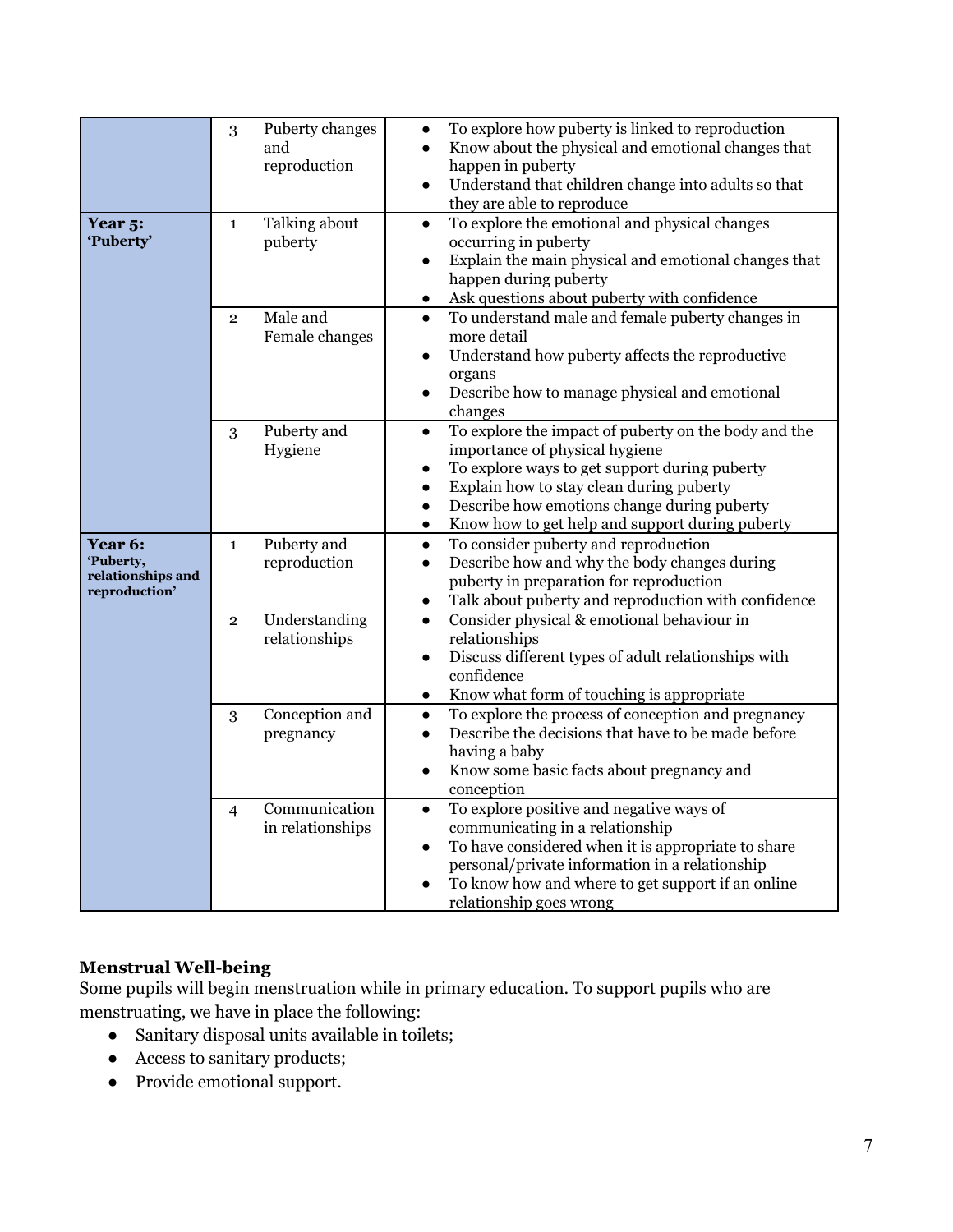| | | | |
|---|---|---|---|
| | 3 | Puberty changes and reproduction | • To explore how puberty is linked to reproduction<br>• Know about the physical and emotional changes that happen in puberty<br>• Understand that children change into adults so that they are able to reproduce |
| **Year 5: 'Puberty'** | 1 | Talking about puberty | • To explore the emotional and physical changes occurring in puberty<br>• Explain the main physical and emotional changes that happen during puberty<br>• Ask questions about puberty with confidence |
| | 2 | Male and Female changes | • To understand male and female puberty changes in more detail<br>• Understand how puberty affects the reproductive organs<br>• Describe how to manage physical and emotional changes |
| | 3 | Puberty and Hygiene | • To explore the impact of puberty on the body and the importance of physical hygiene<br>• To explore ways to get support during puberty<br>• Explain how to stay clean during puberty<br>• Describe how emotions change during puberty<br>• Know how to get help and support during puberty |
| **Year 6: 'Puberty, relationships and reproduction'** | 1 | Puberty and reproduction | • To consider puberty and reproduction<br>• Describe how and why the body changes during puberty in preparation for reproduction<br>• Talk about puberty and reproduction with confidence |
| | 2 | Understanding relationships | • Consider physical & emotional behaviour in relationships<br>• Discuss different types of adult relationships with confidence<br>• Know what form of touching is appropriate |
| | 3 | Conception and pregnancy | • To explore the process of conception and pregnancy<br>• Describe the decisions that have to be made before having a baby<br>• Know some basic facts about pregnancy and conception |
| | 4 | Communication in relationships | • To explore positive and negative ways of communicating in a relationship<br>• To have considered when it is appropriate to share personal/private information in a relationship<br>• To know how and where to get support if an online relationship goes wrong |

**Menstrual Well-being**

Some pupils will begin menstruation while in primary education. To support pupils who are menstruating, we have in place the following:

- Sanitary disposal units available in toilets;
- Access to sanitary products;
- Provide emotional support.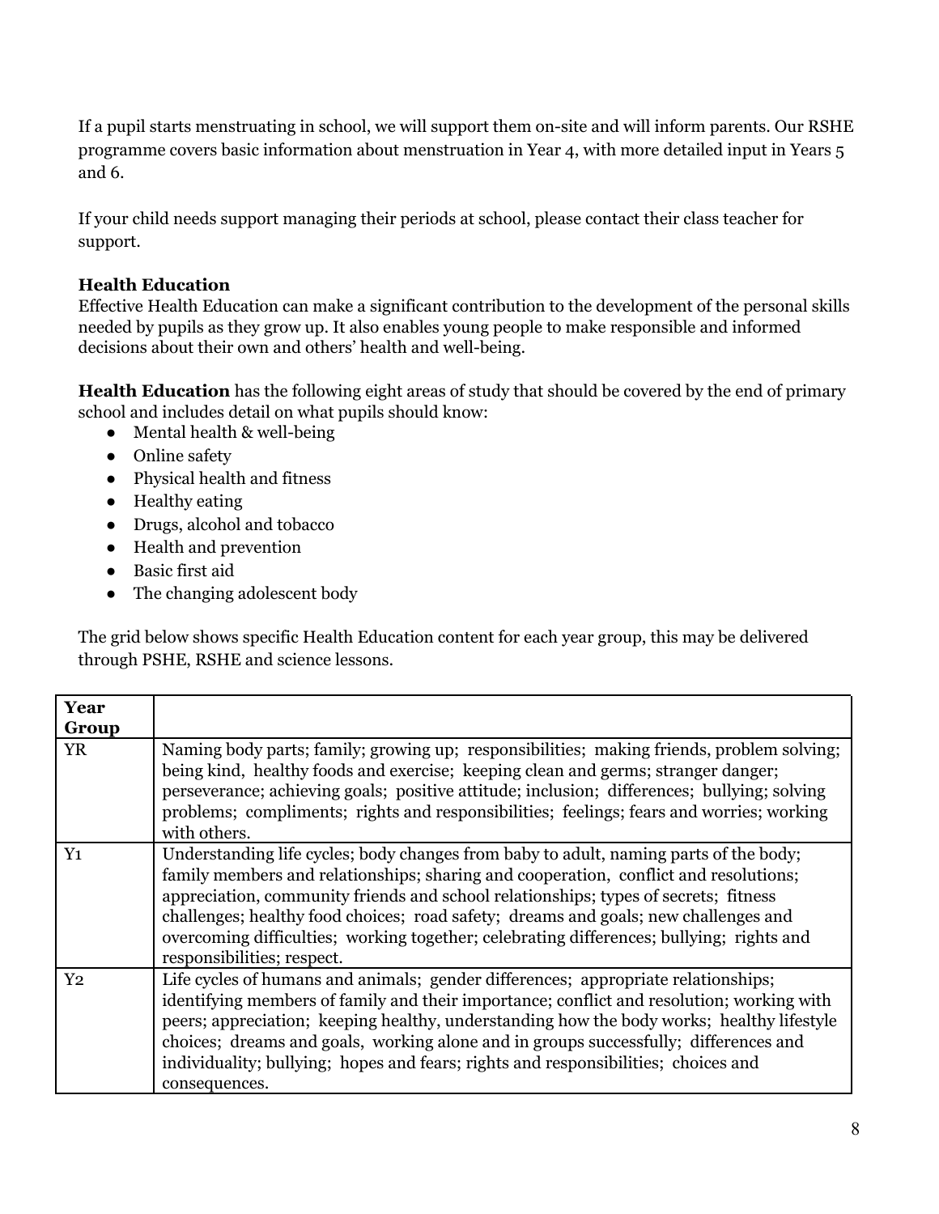If a pupil starts menstruating in school, we will support them on-site and will inform parents. Our RSHE programme covers basic information about menstruation in Year 4, with more detailed input in Years 5 and 6.

If your child needs support managing their periods at school, please contact their class teacher for support.

**Health Education**

Effective Health Education can make a significant contribution to the development of the personal skills needed by pupils as they grow up. It also enables young people to make responsible and informed decisions about their own and others' health and well-being.

**Health Education** has the following eight areas of study that should be covered by the end of primary school and includes detail on what pupils should know:

- Mental health & well-being
- Online safety
- Physical health and fitness
- Healthy eating
- Drugs, alcohol and tobacco
- Health and prevention
- Basic first aid
- The changing adolescent body

The grid below shows specific Health Education content for each year group, this may be delivered through PSHE, RSHE and science lessons.

| Year Group | |
|---|---|
| YR | Naming body parts; family; growing up; responsibilities; making friends, problem solving; being kind, healthy foods and exercise; keeping clean and germs; stranger danger; perseverance; achieving goals; positive attitude; inclusion; differences; bullying; solving problems; compliments; rights and responsibilities; feelings; fears and worries; working with others. |
| Y1 | Understanding life cycles; body changes from baby to adult, naming parts of the body; family members and relationships; sharing and cooperation, conflict and resolutions; appreciation, community friends and school relationships; types of secrets; fitness challenges; healthy food choices; road safety; dreams and goals; new challenges and overcoming difficulties; working together; celebrating differences; bullying; rights and responsibilities; respect. |
| Y2 | Life cycles of humans and animals; gender differences; appropriate relationships; identifying members of family and their importance; conflict and resolution; working with peers; appreciation; keeping healthy, understanding how the body works; healthy lifestyle choices; dreams and goals, working alone and in groups successfully; differences and individuality; bullying; hopes and fears; rights and responsibilities; choices and consequences. |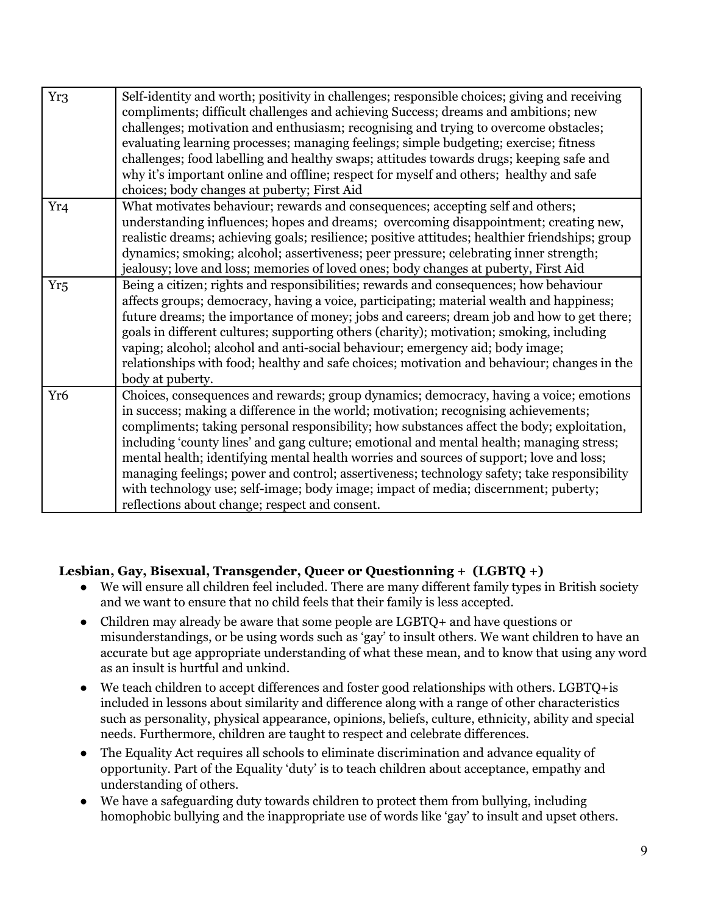| Yr3 | Self-identity and worth; positivity in challenges; responsible choices; giving and receiving compliments; difficult challenges and achieving Success; dreams and ambitions; new challenges; motivation and enthusiasm; recognising and trying to overcome obstacles; evaluating learning processes; managing feelings; simple budgeting; exercise; fitness challenges; food labelling and healthy swaps; attitudes towards drugs; keeping safe and why it's important online and offline; respect for myself and others; healthy and safe choices; body changes at puberty; First Aid |
|---|---|
| Yr4 | What motivates behaviour; rewards and consequences; accepting self and others; understanding influences; hopes and dreams; overcoming disappointment; creating new, realistic dreams; achieving goals; resilience; positive attitudes; healthier friendships; group dynamics; smoking; alcohol; assertiveness; peer pressure; celebrating inner strength; jealousy; love and loss; memories of loved ones; body changes at puberty, First Aid |
| Yr5 | Being a citizen; rights and responsibilities; rewards and consequences; how behaviour affects groups; democracy, having a voice, participating; material wealth and happiness; future dreams; the importance of money; jobs and careers; dream job and how to get there; goals in different cultures; supporting others (charity); motivation; smoking, including vaping; alcohol; alcohol and anti-social behaviour; emergency aid; body image; relationships with food; healthy and safe choices; motivation and behaviour; changes in the body at puberty. |
| Yr6 | Choices, consequences and rewards; group dynamics; democracy, having a voice; emotions in success; making a difference in the world; motivation; recognising achievements; compliments; taking personal responsibility; how substances affect the body; exploitation, including 'county lines' and gang culture; emotional and mental health; managing stress; mental health; identifying mental health worries and sources of support; love and loss; managing feelings; power and control; assertiveness; technology safety; take responsibility with technology use; self-image; body image; impact of media; discernment; puberty; reflections about change; respect and consent. |

**Lesbian, Gay, Bisexual, Transgender, Queer or Questionning + (LGBTQ +)**

- We will ensure all children feel included. There are many different family types in British society and we want to ensure that no child feels that their family is less accepted.
- Children may already be aware that some people are LGBTQ+ and have questions or misunderstandings, or be using words such as 'gay' to insult others. We want children to have an accurate but age appropriate understanding of what these mean, and to know that using any word as an insult is hurtful and unkind.
- We teach children to accept differences and foster good relationships with others. LGBTQ+is included in lessons about similarity and difference along with a range of other characteristics such as personality, physical appearance, opinions, beliefs, culture, ethnicity, ability and special needs. Furthermore, children are taught to respect and celebrate differences.
- The Equality Act requires all schools to eliminate discrimination and advance equality of opportunity. Part of the Equality 'duty' is to teach children about acceptance, empathy and understanding of others.
- We have a safeguarding duty towards children to protect them from bullying, including homophobic bullying and the inappropriate use of words like 'gay' to insult and upset others.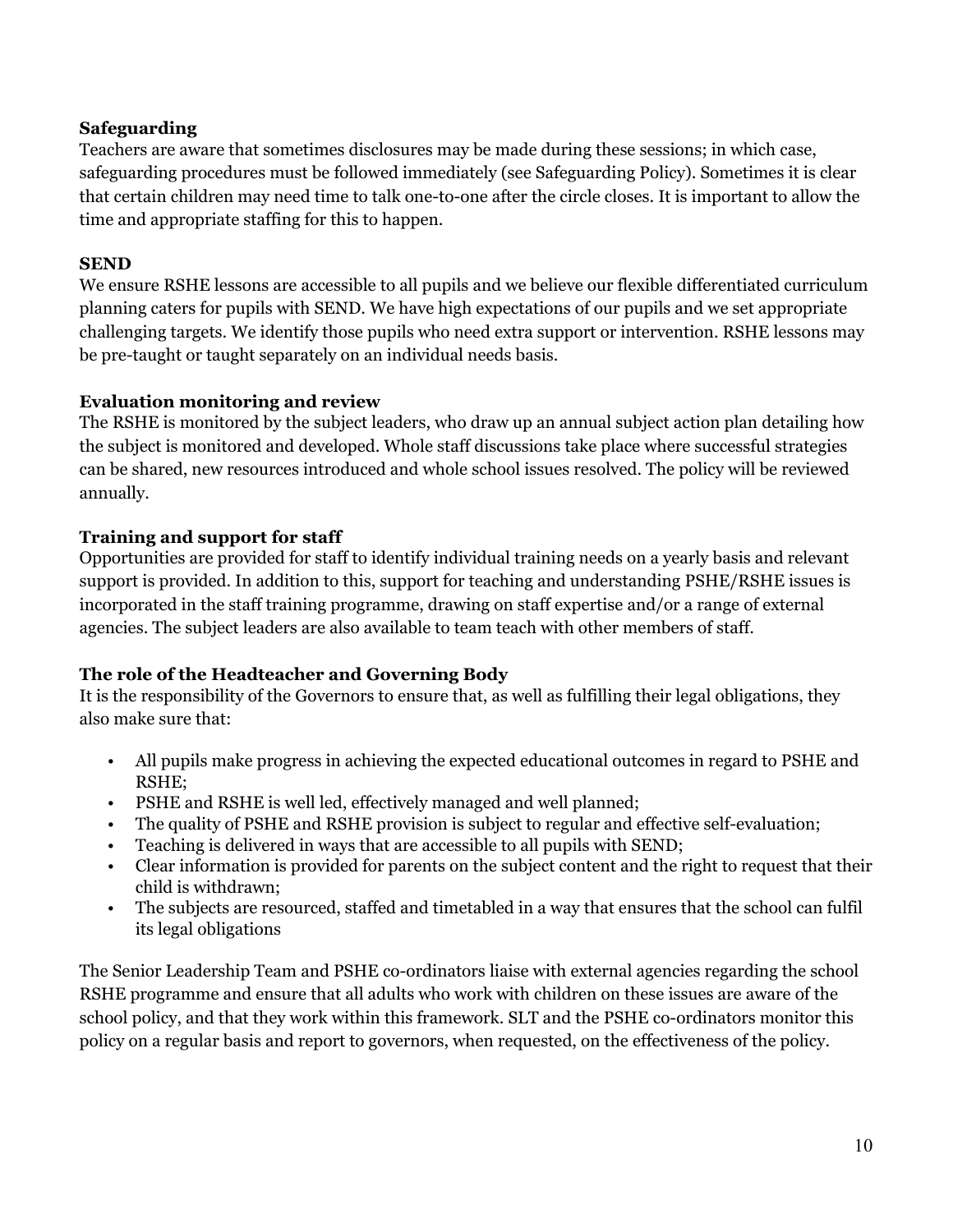**Safeguarding**

Teachers are aware that sometimes disclosures may be made during these sessions; in which case, safeguarding procedures must be followed immediately (see Safeguarding Policy). Sometimes it is clear that certain children may need time to talk one-to-one after the circle closes. It is important to allow the time and appropriate staffing for this to happen.

**SEND**

We ensure RSHE lessons are accessible to all pupils and we believe our flexible differentiated curriculum planning caters for pupils with SEND. We have high expectations of our pupils and we set appropriate challenging targets. We identify those pupils who need extra support or intervention. RSHE lessons may be pre-taught or taught separately on an individual needs basis.

**Evaluation monitoring and review**

The RSHE is monitored by the subject leaders, who draw up an annual subject action plan detailing how the subject is monitored and developed. Whole staff discussions take place where successful strategies can be shared, new resources introduced and whole school issues resolved. The policy will be reviewed annually.

**Training and support for staff**

Opportunities are provided for staff to identify individual training needs on a yearly basis and relevant support is provided. In addition to this, support for teaching and understanding PSHE/RSHE issues is incorporated in the staff training programme, drawing on staff expertise and/or a range of external agencies. The subject leaders are also available to team teach with other members of staff.

**The role of the Headteacher and Governing Body**

It is the responsibility of the Governors to ensure that, as well as fulfilling their legal obligations, they also make sure that:

- All pupils make progress in achieving the expected educational outcomes in regard to PSHE and RSHE;
- PSHE and RSHE is well led, effectively managed and well planned;
- The quality of PSHE and RSHE provision is subject to regular and effective self-evaluation;
- Teaching is delivered in ways that are accessible to all pupils with SEND;
- Clear information is provided for parents on the subject content and the right to request that their child is withdrawn;
- The subjects are resourced, staffed and timetabled in a way that ensures that the school can fulfil its legal obligations

The Senior Leadership Team and PSHE co-ordinators liaise with external agencies regarding the school RSHE programme and ensure that all adults who work with children on these issues are aware of the school policy, and that they work within this framework. SLT and the PSHE co-ordinators monitor this policy on a regular basis and report to governors, when requested, on the effectiveness of the policy.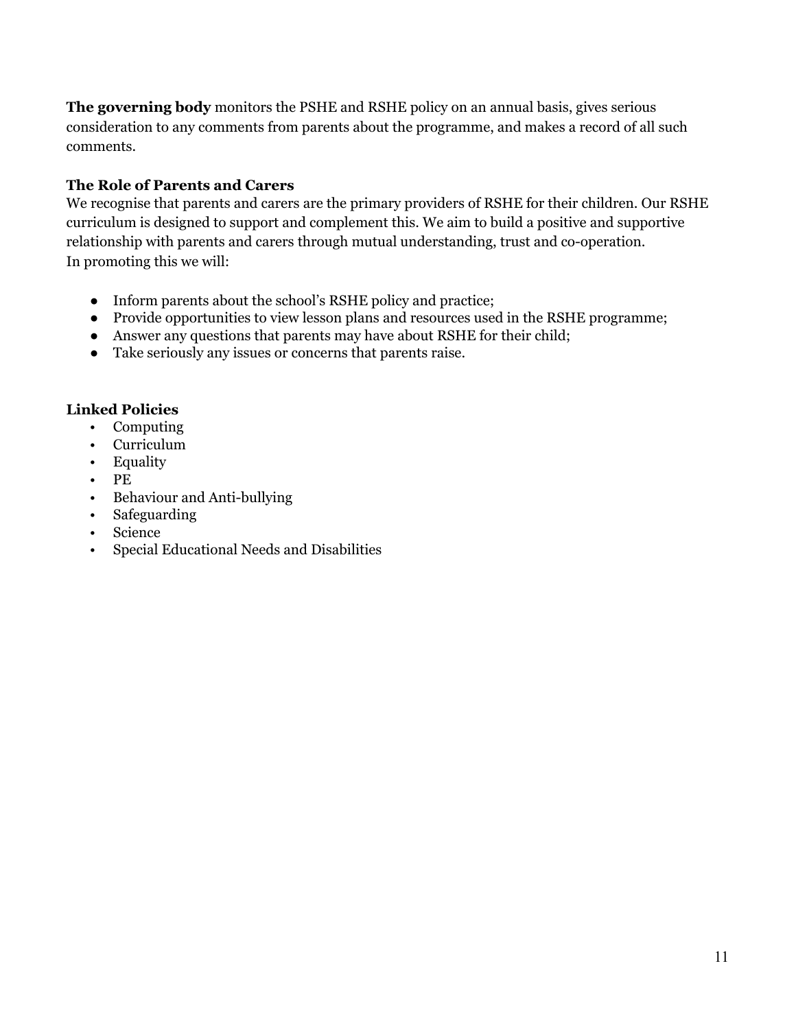**The governing body** monitors the PSHE and RSHE policy on an annual basis, gives serious consideration to any comments from parents about the programme, and makes a record of all such comments.

### The Role of Parents and Carers

We recognise that parents and carers are the primary providers of RSHE for their children. Our RSHE curriculum is designed to support and complement this. We aim to build a positive and supportive relationship with parents and carers through mutual understanding, trust and co-operation.
In promoting this we will:

- Inform parents about the school's RSHE policy and practice;
- Provide opportunities to view lesson plans and resources used in the RSHE programme;
- Answer any questions that parents may have about RSHE for their child;
- Take seriously any issues or concerns that parents raise.

### Linked Policies

- Computing
- Curriculum
- Equality
- PE
- Behaviour and Anti-bullying
- Safeguarding
- Science
- Special Educational Needs and Disabilities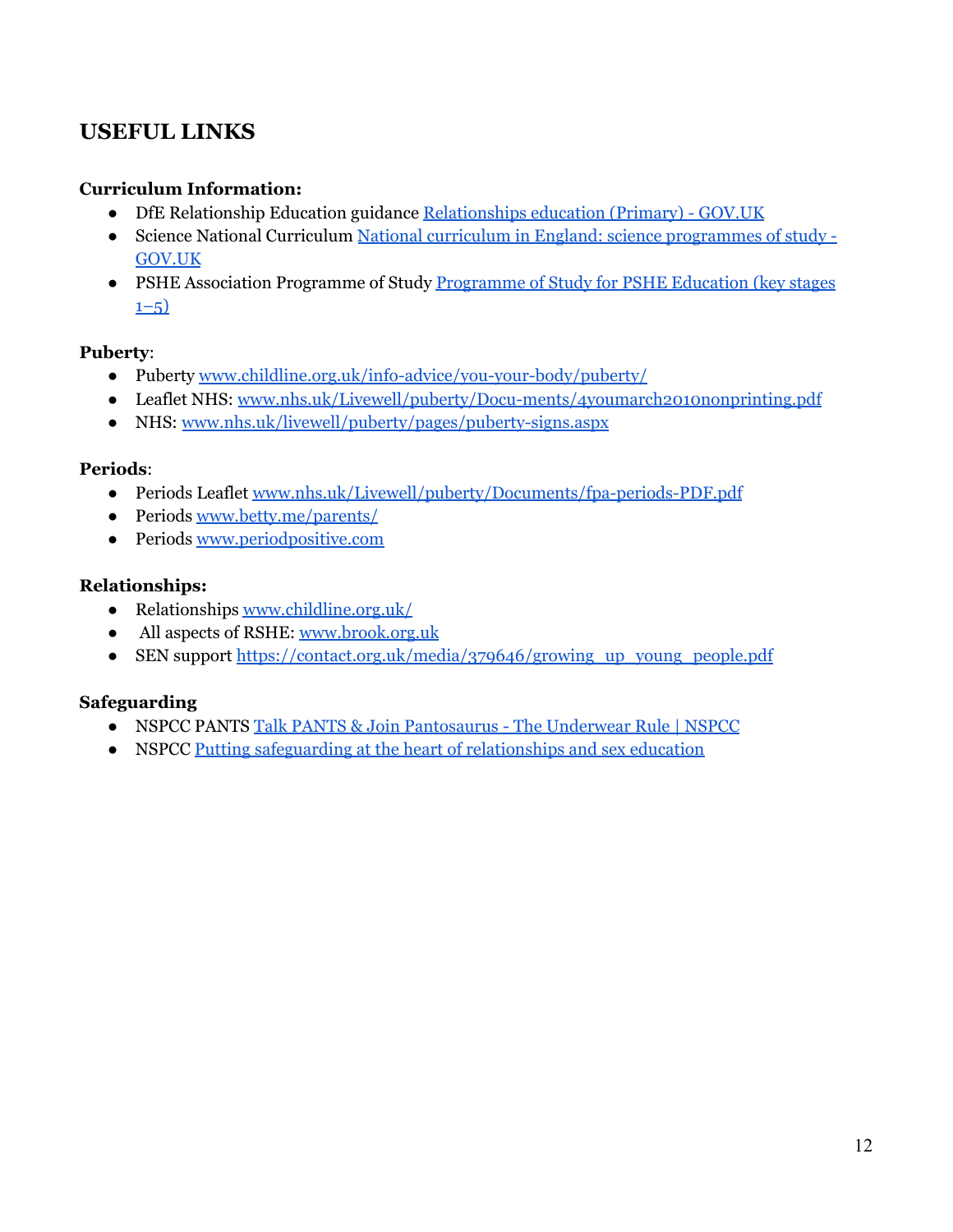## USEFUL LINKS

**Curriculum Information:**

- DfE Relationship Education guidance Relationships education (Primary) - GOV.UK
- Science National Curriculum National curriculum in England: science programmes of study - GOV.UK
- PSHE Association Programme of Study Programme of Study for PSHE Education (key stages 1–5)

**Puberty**:

- Puberty www.childline.org.uk/info-advice/you-your-body/puberty/
- Leaflet NHS: www.nhs.uk/Livewell/puberty/Docu-ments/4youmarch2010nonprinting.pdf
- NHS: www.nhs.uk/livewell/puberty/pages/puberty-signs.aspx

**Periods**:

- Periods Leaflet www.nhs.uk/Livewell/puberty/Documents/fpa-periods-PDF.pdf
- Periods www.betty.me/parents/
- Periods www.periodpositive.com

**Relationships:**

- Relationships www.childline.org.uk/
- All aspects of RSHE: www.brook.org.uk
- SEN support https://contact.org.uk/media/379646/growing_up_young_people.pdf

**Safeguarding**

- NSPCC PANTS Talk PANTS & Join Pantosaurus - The Underwear Rule | NSPCC
- NSPCC Putting safeguarding at the heart of relationships and sex education